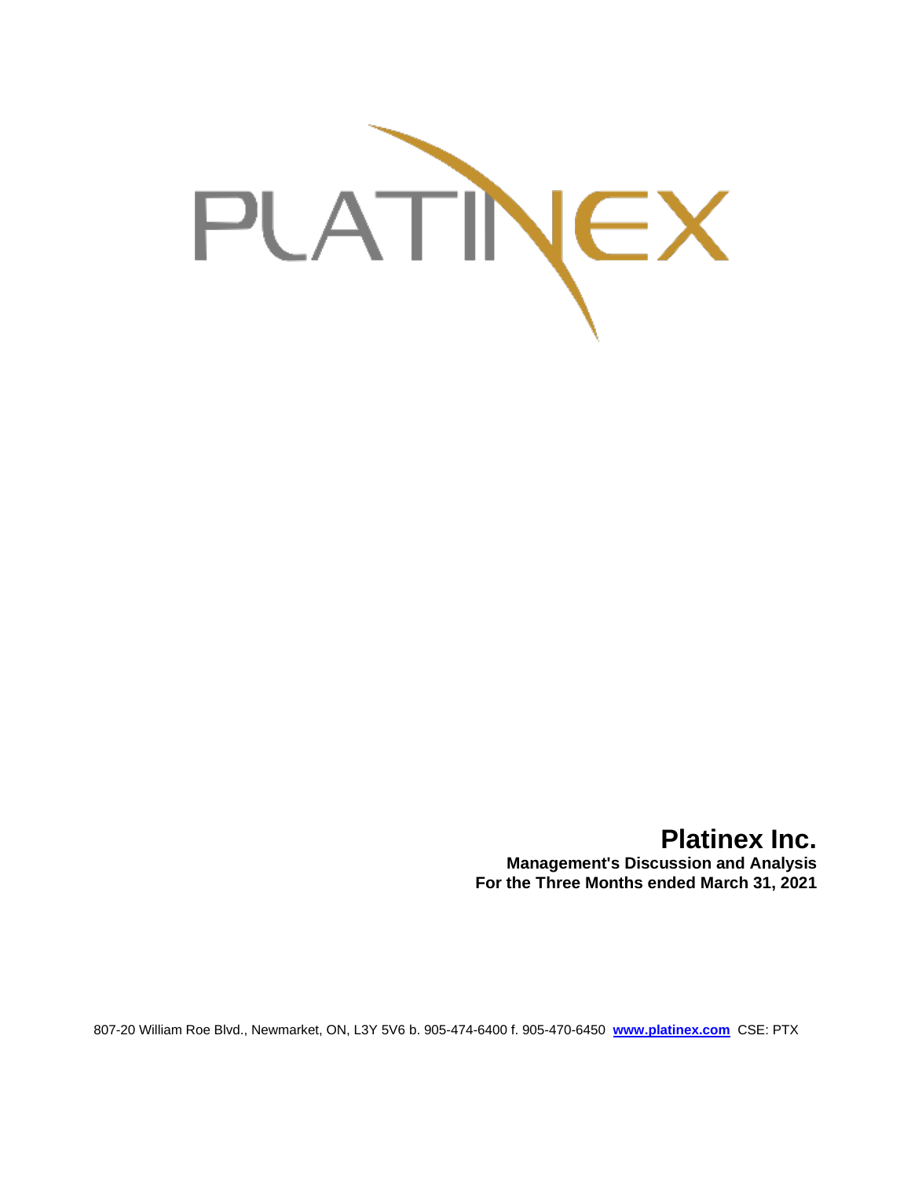PLATINEX

# Platinex Inc.

**Management's Discussion and Analysis**
**For the Three Months ended March 31, 2021**

807-20 William Roe Blvd., Newmarket, ON, L3Y 5V6 b. 905-474-6400 f. 905-470-6450 **www.platinex.com** CSE: PTX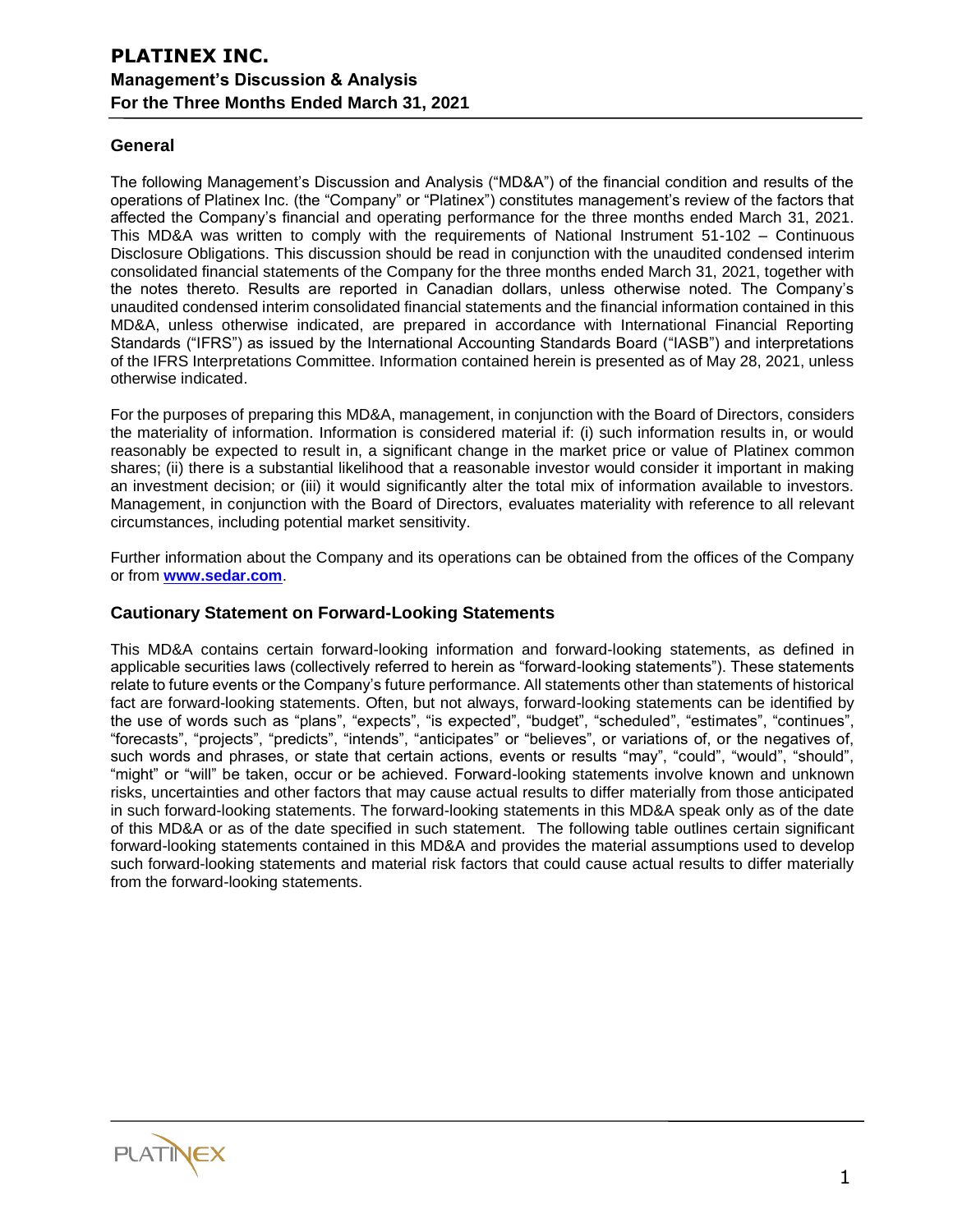## General

The following Management's Discussion and Analysis ("MD&A") of the financial condition and results of the operations of Platinex Inc. (the "Company" or "Platinex") constitutes management's review of the factors that affected the Company's financial and operating performance for the three months ended March 31, 2021. This MD&A was written to comply with the requirements of National Instrument 51-102 – Continuous Disclosure Obligations. This discussion should be read in conjunction with the unaudited condensed interim consolidated financial statements of the Company for the three months ended March 31, 2021, together with the notes thereto. Results are reported in Canadian dollars, unless otherwise noted. The Company's unaudited condensed interim consolidated financial statements and the financial information contained in this MD&A, unless otherwise indicated, are prepared in accordance with International Financial Reporting Standards ("IFRS") as issued by the International Accounting Standards Board ("IASB") and interpretations of the IFRS Interpretations Committee. Information contained herein is presented as of May 28, 2021, unless otherwise indicated.

For the purposes of preparing this MD&A, management, in conjunction with the Board of Directors, considers the materiality of information. Information is considered material if: (i) such information results in, or would reasonably be expected to result in, a significant change in the market price or value of Platinex common shares; (ii) there is a substantial likelihood that a reasonable investor would consider it important in making an investment decision; or (iii) it would significantly alter the total mix of information available to investors. Management, in conjunction with the Board of Directors, evaluates materiality with reference to all relevant circumstances, including potential market sensitivity.

Further information about the Company and its operations can be obtained from the offices of the Company or from **www.sedar.com**.

## Cautionary Statement on Forward-Looking Statements

This MD&A contains certain forward-looking information and forward-looking statements, as defined in applicable securities laws (collectively referred to herein as "forward-looking statements"). These statements relate to future events or the Company's future performance. All statements other than statements of historical fact are forward-looking statements. Often, but not always, forward-looking statements can be identified by the use of words such as "plans", "expects", "is expected", "budget", "scheduled", "estimates", "continues", "forecasts", "projects", "predicts", "intends", "anticipates" or "believes", or variations of, or the negatives of, such words and phrases, or state that certain actions, events or results "may", "could", "would", "should", "might" or "will" be taken, occur or be achieved. Forward-looking statements involve known and unknown risks, uncertainties and other factors that may cause actual results to differ materially from those anticipated in such forward-looking statements. The forward-looking statements in this MD&A speak only as of the date of this MD&A or as of the date specified in such statement. The following table outlines certain significant forward-looking statements contained in this MD&A and provides the material assumptions used to develop such forward-looking statements and material risk factors that could cause actual results to differ materially from the forward-looking statements.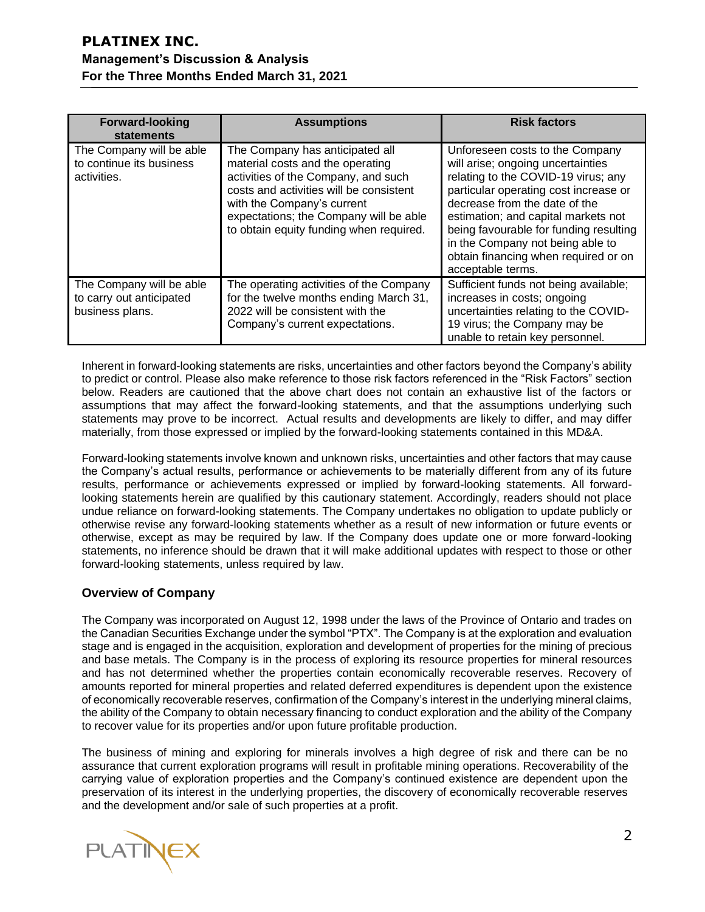| Forward-looking statements | Assumptions | Risk factors |
|---|---|---|
| The Company will be able to continue its business activities. | The Company has anticipated all material costs and the operating activities of the Company, and such costs and activities will be consistent with the Company's current expectations; the Company will be able to obtain equity funding when required. | Unforeseen costs to the Company will arise; ongoing uncertainties relating to the COVID-19 virus; any particular operating cost increase or decrease from the date of the estimation; and capital markets not being favourable for funding resulting in the Company not being able to obtain financing when required or on acceptable terms. |
| The Company will be able to carry out anticipated business plans. | The operating activities of the Company for the twelve months ending March 31, 2022 will be consistent with the Company's current expectations. | Sufficient funds not being available; increases in costs; ongoing uncertainties relating to the COVID-19 virus; the Company may be unable to retain key personnel. |

Inherent in forward-looking statements are risks, uncertainties and other factors beyond the Company's ability to predict or control. Please also make reference to those risk factors referenced in the "Risk Factors" section below. Readers are cautioned that the above chart does not contain an exhaustive list of the factors or assumptions that may affect the forward-looking statements, and that the assumptions underlying such statements may prove to be incorrect. Actual results and developments are likely to differ, and may differ materially, from those expressed or implied by the forward-looking statements contained in this MD&A.

Forward-looking statements involve known and unknown risks, uncertainties and other factors that may cause the Company's actual results, performance or achievements to be materially different from any of its future results, performance or achievements expressed or implied by forward-looking statements. All forward-looking statements herein are qualified by this cautionary statement. Accordingly, readers should not place undue reliance on forward-looking statements. The Company undertakes no obligation to update publicly or otherwise revise any forward-looking statements whether as a result of new information or future events or otherwise, except as may be required by law. If the Company does update one or more forward-looking statements, no inference should be drawn that it will make additional updates with respect to those or other forward-looking statements, unless required by law.

## Overview of Company

The Company was incorporated on August 12, 1998 under the laws of the Province of Ontario and trades on the Canadian Securities Exchange under the symbol "PTX". The Company is at the exploration and evaluation stage and is engaged in the acquisition, exploration and development of properties for the mining of precious and base metals. The Company is in the process of exploring its resource properties for mineral resources and has not determined whether the properties contain economically recoverable reserves. Recovery of amounts reported for mineral properties and related deferred expenditures is dependent upon the existence of economically recoverable reserves, confirmation of the Company's interest in the underlying mineral claims, the ability of the Company to obtain necessary financing to conduct exploration and the ability of the Company to recover value for its properties and/or upon future profitable production.

The business of mining and exploring for minerals involves a high degree of risk and there can be no assurance that current exploration programs will result in profitable mining operations. Recoverability of the carrying value of exploration properties and the Company's continued existence are dependent upon the preservation of its interest in the underlying properties, the discovery of economically recoverable reserves and the development and/or sale of such properties at a profit.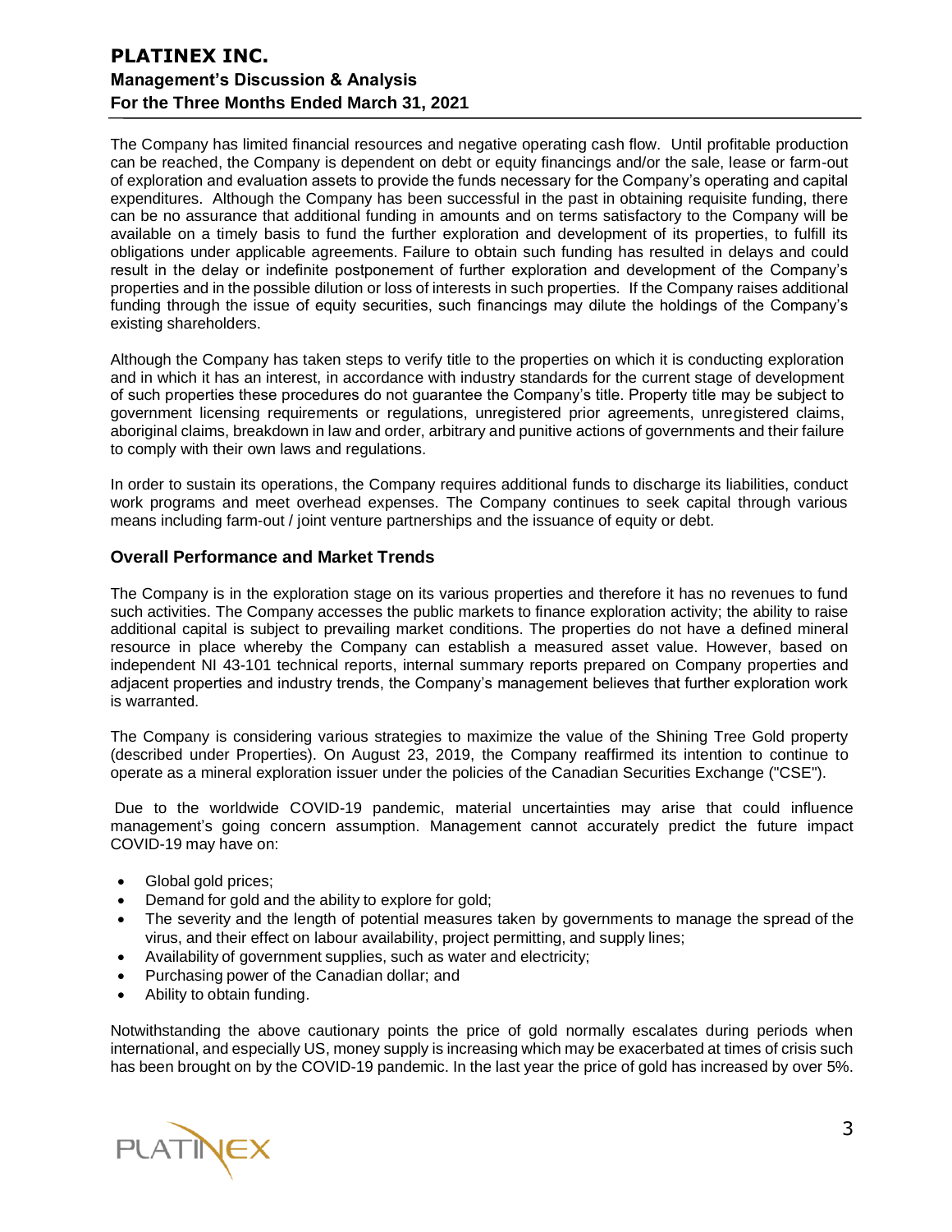The Company has limited financial resources and negative operating cash flow. Until profitable production can be reached, the Company is dependent on debt or equity financings and/or the sale, lease or farm-out of exploration and evaluation assets to provide the funds necessary for the Company's operating and capital expenditures. Although the Company has been successful in the past in obtaining requisite funding, there can be no assurance that additional funding in amounts and on terms satisfactory to the Company will be available on a timely basis to fund the further exploration and development of its properties, to fulfill its obligations under applicable agreements. Failure to obtain such funding has resulted in delays and could result in the delay or indefinite postponement of further exploration and development of the Company's properties and in the possible dilution or loss of interests in such properties. If the Company raises additional funding through the issue of equity securities, such financings may dilute the holdings of the Company's existing shareholders.

Although the Company has taken steps to verify title to the properties on which it is conducting exploration and in which it has an interest, in accordance with industry standards for the current stage of development of such properties these procedures do not guarantee the Company's title. Property title may be subject to government licensing requirements or regulations, unregistered prior agreements, unregistered claims, aboriginal claims, breakdown in law and order, arbitrary and punitive actions of governments and their failure to comply with their own laws and regulations.

In order to sustain its operations, the Company requires additional funds to discharge its liabilities, conduct work programs and meet overhead expenses. The Company continues to seek capital through various means including farm-out / joint venture partnerships and the issuance of equity or debt.

## Overall Performance and Market Trends

The Company is in the exploration stage on its various properties and therefore it has no revenues to fund such activities. The Company accesses the public markets to finance exploration activity; the ability to raise additional capital is subject to prevailing market conditions. The properties do not have a defined mineral resource in place whereby the Company can establish a measured asset value. However, based on independent NI 43-101 technical reports, internal summary reports prepared on Company properties and adjacent properties and industry trends, the Company's management believes that further exploration work is warranted.

The Company is considering various strategies to maximize the value of the Shining Tree Gold property (described under Properties). On August 23, 2019, the Company reaffirmed its intention to continue to operate as a mineral exploration issuer under the policies of the Canadian Securities Exchange ("CSE").

Due to the worldwide COVID-19 pandemic, material uncertainties may arise that could influence management's going concern assumption. Management cannot accurately predict the future impact COVID-19 may have on:

- Global gold prices;
- Demand for gold and the ability to explore for gold;
- The severity and the length of potential measures taken by governments to manage the spread of the virus, and their effect on labour availability, project permitting, and supply lines;
- Availability of government supplies, such as water and electricity;
- Purchasing power of the Canadian dollar; and
- Ability to obtain funding.

Notwithstanding the above cautionary points the price of gold normally escalates during periods when international, and especially US, money supply is increasing which may be exacerbated at times of crisis such has been brought on by the COVID-19 pandemic. In the last year the price of gold has increased by over 5%.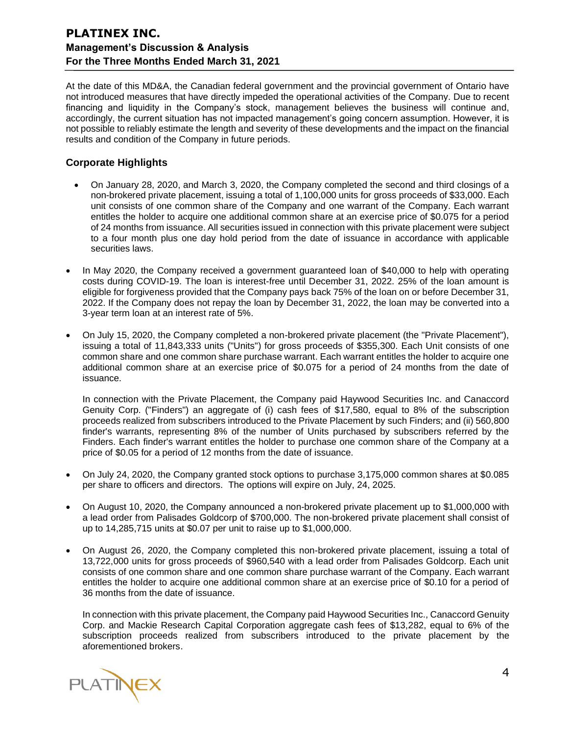At the date of this MD&A, the Canadian federal government and the provincial government of Ontario have not introduced measures that have directly impeded the operational activities of the Company. Due to recent financing and liquidity in the Company's stock, management believes the business will continue and, accordingly, the current situation has not impacted management's going concern assumption. However, it is not possible to reliably estimate the length and severity of these developments and the impact on the financial results and condition of the Company in future periods.

## Corporate Highlights

- On January 28, 2020, and March 3, 2020, the Company completed the second and third closings of a non-brokered private placement, issuing a total of 1,100,000 units for gross proceeds of $33,000. Each unit consists of one common share of the Company and one warrant of the Company. Each warrant entitles the holder to acquire one additional common share at an exercise price of $0.075 for a period of 24 months from issuance. All securities issued in connection with this private placement were subject to a four month plus one day hold period from the date of issuance in accordance with applicable securities laws.

- In May 2020, the Company received a government guaranteed loan of $40,000 to help with operating costs during COVID-19. The loan is interest-free until December 31, 2022. 25% of the loan amount is eligible for forgiveness provided that the Company pays back 75% of the loan on or before December 31, 2022. If the Company does not repay the loan by December 31, 2022, the loan may be converted into a 3-year term loan at an interest rate of 5%.

- On July 15, 2020, the Company completed a non-brokered private placement (the "Private Placement"), issuing a total of 11,843,333 units ("Units") for gross proceeds of $355,300. Each Unit consists of one common share and one common share purchase warrant. Each warrant entitles the holder to acquire one additional common share at an exercise price of $0.075 for a period of 24 months from the date of issuance.

  In connection with the Private Placement, the Company paid Haywood Securities Inc. and Canaccord Genuity Corp. ("Finders") an aggregate of (i) cash fees of $17,580, equal to 8% of the subscription proceeds realized from subscribers introduced to the Private Placement by such Finders; and (ii) 560,800 finder's warrants, representing 8% of the number of Units purchased by subscribers referred by the Finders. Each finder's warrant entitles the holder to purchase one common share of the Company at a price of $0.05 for a period of 12 months from the date of issuance.

- On July 24, 2020, the Company granted stock options to purchase 3,175,000 common shares at $0.085 per share to officers and directors. The options will expire on July, 24, 2025.

- On August 10, 2020, the Company announced a non-brokered private placement up to $1,000,000 with a lead order from Palisades Goldcorp of $700,000. The non-brokered private placement shall consist of up to 14,285,715 units at $0.07 per unit to raise up to $1,000,000.

- On August 26, 2020, the Company completed this non-brokered private placement, issuing a total of 13,722,000 units for gross proceeds of $960,540 with a lead order from Palisades Goldcorp. Each unit consists of one common share and one common share purchase warrant of the Company. Each warrant entitles the holder to acquire one additional common share at an exercise price of $0.10 for a period of 36 months from the date of issuance.

  In connection with this private placement, the Company paid Haywood Securities Inc., Canaccord Genuity Corp. and Mackie Research Capital Corporation aggregate cash fees of $13,282, equal to 6% of the subscription proceeds realized from subscribers introduced to the private placement by the aforementioned brokers.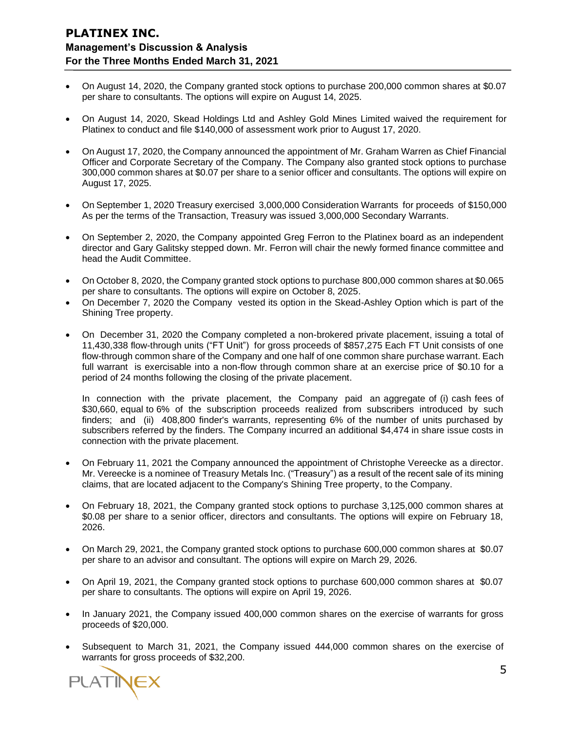- On August 14, 2020, the Company granted stock options to purchase 200,000 common shares at $0.07 per share to consultants. The options will expire on August 14, 2025.

- On August 14, 2020, Skead Holdings Ltd and Ashley Gold Mines Limited waived the requirement for Platinex to conduct and file $140,000 of assessment work prior to August 17, 2020.

- On August 17, 2020, the Company announced the appointment of Mr. Graham Warren as Chief Financial Officer and Corporate Secretary of the Company. The Company also granted stock options to purchase 300,000 common shares at $0.07 per share to a senior officer and consultants. The options will expire on August 17, 2025.

- On September 1, 2020 Treasury exercised 3,000,000 Consideration Warrants for proceeds of $150,000 As per the terms of the Transaction, Treasury was issued 3,000,000 Secondary Warrants.

- On September 2, 2020, the Company appointed Greg Ferron to the Platinex board as an independent director and Gary Galitsky stepped down. Mr. Ferron will chair the newly formed finance committee and head the Audit Committee.

- On October 8, 2020, the Company granted stock options to purchase 800,000 common shares at $0.065 per share to consultants. The options will expire on October 8, 2025.
- On December 7, 2020 the Company vested its option in the Skead-Ashley Option which is part of the Shining Tree property.

- On December 31, 2020 the Company completed a non-brokered private placement, issuing a total of 11,430,338 flow-through units ("FT Unit") for gross proceeds of $857,275 Each FT Unit consists of one flow-through common share of the Company and one half of one common share purchase warrant. Each full warrant is exercisable into a non-flow through common share at an exercise price of $0.10 for a period of 24 months following the closing of the private placement.

  In connection with the private placement, the Company paid an aggregate of (i) cash fees of $30,660, equal to 6% of the subscription proceeds realized from subscribers introduced by such finders; and (ii) 408,800 finder's warrants, representing 6% of the number of units purchased by subscribers referred by the finders. The Company incurred an additional $4,474 in share issue costs in connection with the private placement.

- On February 11, 2021 the Company announced the appointment of Christophe Vereecke as a director. Mr. Vereecke is a nominee of Treasury Metals Inc. ("Treasury") as a result of the recent sale of its mining claims, that are located adjacent to the Company's Shining Tree property, to the Company.

- On February 18, 2021, the Company granted stock options to purchase 3,125,000 common shares at $0.08 per share to a senior officer, directors and consultants. The options will expire on February 18, 2026.

- On March 29, 2021, the Company granted stock options to purchase 600,000 common shares at $0.07 per share to an advisor and consultant. The options will expire on March 29, 2026.

- On April 19, 2021, the Company granted stock options to purchase 600,000 common shares at $0.07 per share to consultants. The options will expire on April 19, 2026.

- In January 2021, the Company issued 400,000 common shares on the exercise of warrants for gross proceeds of $20,000.

- Subsequent to March 31, 2021, the Company issued 444,000 common shares on the exercise of warrants for gross proceeds of $32,200.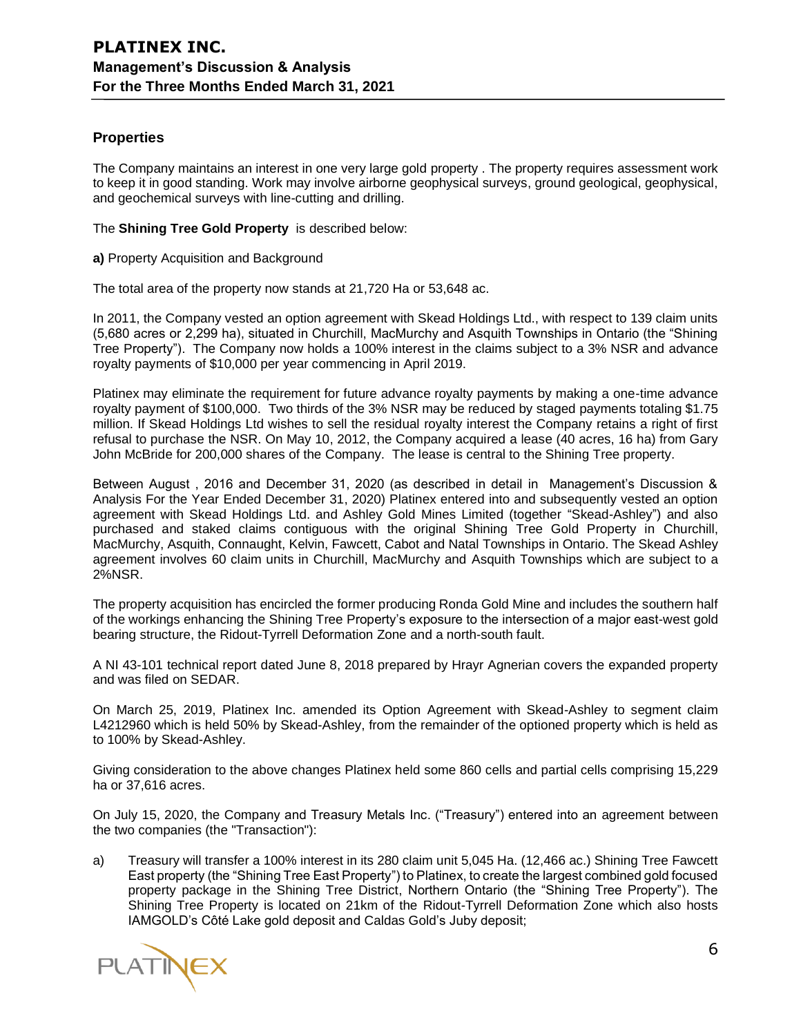## Properties

The Company maintains an interest in one very large gold property . The property requires assessment work to keep it in good standing. Work may involve airborne geophysical surveys, ground geological, geophysical, and geochemical surveys with line-cutting and drilling.

The **Shining Tree Gold Property** is described below:

**a)** Property Acquisition and Background

The total area of the property now stands at 21,720 Ha or 53,648 ac.

In 2011, the Company vested an option agreement with Skead Holdings Ltd., with respect to 139 claim units (5,680 acres or 2,299 ha), situated in Churchill, MacMurchy and Asquith Townships in Ontario (the "Shining Tree Property"). The Company now holds a 100% interest in the claims subject to a 3% NSR and advance royalty payments of $10,000 per year commencing in April 2019.

Platinex may eliminate the requirement for future advance royalty payments by making a one-time advance royalty payment of $100,000. Two thirds of the 3% NSR may be reduced by staged payments totaling $1.75 million. If Skead Holdings Ltd wishes to sell the residual royalty interest the Company retains a right of first refusal to purchase the NSR. On May 10, 2012, the Company acquired a lease (40 acres, 16 ha) from Gary John McBride for 200,000 shares of the Company. The lease is central to the Shining Tree property.

Between August , 2016 and December 31, 2020 (as described in detail in Management's Discussion & Analysis For the Year Ended December 31, 2020) Platinex entered into and subsequently vested an option agreement with Skead Holdings Ltd. and Ashley Gold Mines Limited (together "Skead-Ashley") and also purchased and staked claims contiguous with the original Shining Tree Gold Property in Churchill, MacMurchy, Asquith, Connaught, Kelvin, Fawcett, Cabot and Natal Townships in Ontario. The Skead Ashley agreement involves 60 claim units in Churchill, MacMurchy and Asquith Townships which are subject to a 2%NSR.

The property acquisition has encircled the former producing Ronda Gold Mine and includes the southern half of the workings enhancing the Shining Tree Property's exposure to the intersection of a major east-west gold bearing structure, the Ridout-Tyrrell Deformation Zone and a north-south fault.

A NI 43-101 technical report dated June 8, 2018 prepared by Hrayr Agnerian covers the expanded property and was filed on SEDAR.

On March 25, 2019, Platinex Inc. amended its Option Agreement with Skead-Ashley to segment claim L4212960 which is held 50% by Skead-Ashley, from the remainder of the optioned property which is held as to 100% by Skead-Ashley.

Giving consideration to the above changes Platinex held some 860 cells and partial cells comprising 15,229 ha or 37,616 acres.

On July 15, 2020, the Company and Treasury Metals Inc. ("Treasury") entered into an agreement between the two companies (the "Transaction"):

a) Treasury will transfer a 100% interest in its 280 claim unit 5,045 Ha. (12,466 ac.) Shining Tree Fawcett East property (the "Shining Tree East Property") to Platinex, to create the largest combined gold focused property package in the Shining Tree District, Northern Ontario (the "Shining Tree Property"). The Shining Tree Property is located on 21km of the Ridout-Tyrrell Deformation Zone which also hosts IAMGOLD's Côté Lake gold deposit and Caldas Gold's Juby deposit;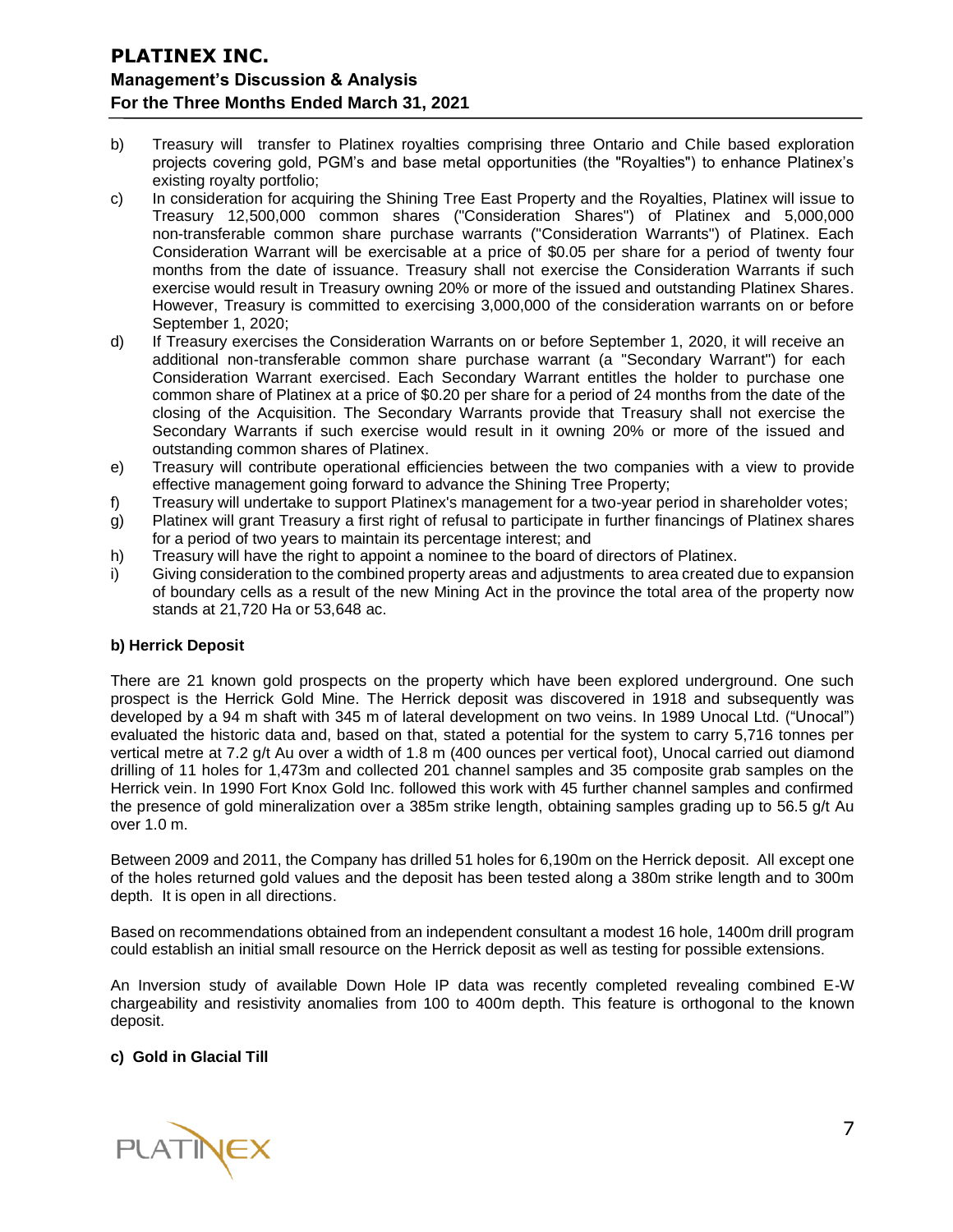b) Treasury will transfer to Platinex royalties comprising three Ontario and Chile based exploration projects covering gold, PGM's and base metal opportunities (the "Royalties") to enhance Platinex's existing royalty portfolio;

c) In consideration for acquiring the Shining Tree East Property and the Royalties, Platinex will issue to Treasury 12,500,000 common shares ("Consideration Shares") of Platinex and 5,000,000 non-transferable common share purchase warrants ("Consideration Warrants") of Platinex. Each Consideration Warrant will be exercisable at a price of $0.05 per share for a period of twenty four months from the date of issuance. Treasury shall not exercise the Consideration Warrants if such exercise would result in Treasury owning 20% or more of the issued and outstanding Platinex Shares. However, Treasury is committed to exercising 3,000,000 of the consideration warrants on or before September 1, 2020;

d) If Treasury exercises the Consideration Warrants on or before September 1, 2020, it will receive an additional non-transferable common share purchase warrant (a "Secondary Warrant") for each Consideration Warrant exercised. Each Secondary Warrant entitles the holder to purchase one common share of Platinex at a price of $0.20 per share for a period of 24 months from the date of the closing of the Acquisition. The Secondary Warrants provide that Treasury shall not exercise the Secondary Warrants if such exercise would result in it owning 20% or more of the issued and outstanding common shares of Platinex.

e) Treasury will contribute operational efficiencies between the two companies with a view to provide effective management going forward to advance the Shining Tree Property;

f) Treasury will undertake to support Platinex's management for a two-year period in shareholder votes;

g) Platinex will grant Treasury a first right of refusal to participate in further financings of Platinex shares for a period of two years to maintain its percentage interest; and

h) Treasury will have the right to appoint a nominee to the board of directors of Platinex.

i) Giving consideration to the combined property areas and adjustments to area created due to expansion of boundary cells as a result of the new Mining Act in the province the total area of the property now stands at 21,720 Ha or 53,648 ac.

**b) Herrick Deposit**

There are 21 known gold prospects on the property which have been explored underground. One such prospect is the Herrick Gold Mine. The Herrick deposit was discovered in 1918 and subsequently was developed by a 94 m shaft with 345 m of lateral development on two veins. In 1989 Unocal Ltd. ("Unocal") evaluated the historic data and, based on that, stated a potential for the system to carry 5,716 tonnes per vertical metre at 7.2 g/t Au over a width of 1.8 m (400 ounces per vertical foot), Unocal carried out diamond drilling of 11 holes for 1,473m and collected 201 channel samples and 35 composite grab samples on the Herrick vein. In 1990 Fort Knox Gold Inc. followed this work with 45 further channel samples and confirmed the presence of gold mineralization over a 385m strike length, obtaining samples grading up to 56.5 g/t Au over 1.0 m.

Between 2009 and 2011, the Company has drilled 51 holes for 6,190m on the Herrick deposit. All except one of the holes returned gold values and the deposit has been tested along a 380m strike length and to 300m depth. It is open in all directions.

Based on recommendations obtained from an independent consultant a modest 16 hole, 1400m drill program could establish an initial small resource on the Herrick deposit as well as testing for possible extensions.

An Inversion study of available Down Hole IP data was recently completed revealing combined E-W chargeability and resistivity anomalies from 100 to 400m depth. This feature is orthogonal to the known deposit.

**c) Gold in Glacial Till**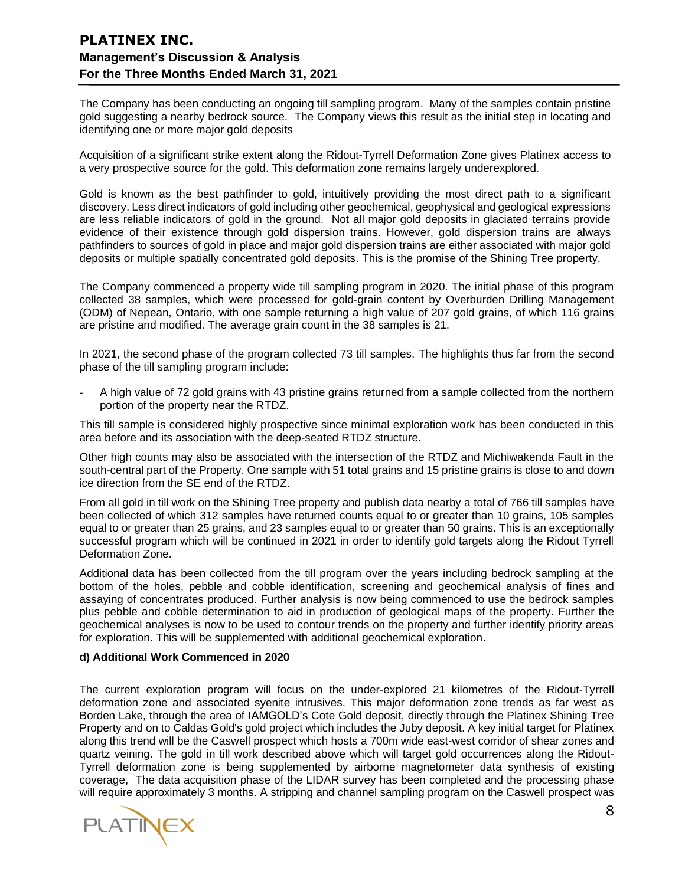The Company has been conducting an ongoing till sampling program. Many of the samples contain pristine gold suggesting a nearby bedrock source. The Company views this result as the initial step in locating and identifying one or more major gold deposits

Acquisition of a significant strike extent along the Ridout-Tyrrell Deformation Zone gives Platinex access to a very prospective source for the gold. This deformation zone remains largely underexplored.

Gold is known as the best pathfinder to gold, intuitively providing the most direct path to a significant discovery. Less direct indicators of gold including other geochemical, geophysical and geological expressions are less reliable indicators of gold in the ground. Not all major gold deposits in glaciated terrains provide evidence of their existence through gold dispersion trains. However, gold dispersion trains are always pathfinders to sources of gold in place and major gold dispersion trains are either associated with major gold deposits or multiple spatially concentrated gold deposits. This is the promise of the Shining Tree property.

The Company commenced a property wide till sampling program in 2020. The initial phase of this program collected 38 samples, which were processed for gold-grain content by Overburden Drilling Management (ODM) of Nepean, Ontario, with one sample returning a high value of 207 gold grains, of which 116 grains are pristine and modified. The average grain count in the 38 samples is 21.

In 2021, the second phase of the program collected 73 till samples. The highlights thus far from the second phase of the till sampling program include:

- A high value of 72 gold grains with 43 pristine grains returned from a sample collected from the northern portion of the property near the RTDZ.

This till sample is considered highly prospective since minimal exploration work has been conducted in this area before and its association with the deep-seated RTDZ structure.

Other high counts may also be associated with the intersection of the RTDZ and Michiwakenda Fault in the south-central part of the Property. One sample with 51 total grains and 15 pristine grains is close to and down ice direction from the SE end of the RTDZ.

From all gold in till work on the Shining Tree property and publish data nearby a total of 766 till samples have been collected of which 312 samples have returned counts equal to or greater than 10 grains, 105 samples equal to or greater than 25 grains, and 23 samples equal to or greater than 50 grains. This is an exceptionally successful program which will be continued in 2021 in order to identify gold targets along the Ridout Tyrrell Deformation Zone.

Additional data has been collected from the till program over the years including bedrock sampling at the bottom of the holes, pebble and cobble identification, screening and geochemical analysis of fines and assaying of concentrates produced. Further analysis is now being commenced to use the bedrock samples plus pebble and cobble determination to aid in production of geological maps of the property. Further the geochemical analyses is now to be used to contour trends on the property and further identify priority areas for exploration. This will be supplemented with additional geochemical exploration.

**d) Additional Work Commenced in 2020**

The current exploration program will focus on the under-explored 21 kilometres of the Ridout-Tyrrell deformation zone and associated syenite intrusives. This major deformation zone trends as far west as Borden Lake, through the area of IAMGOLD's Cote Gold deposit, directly through the Platinex Shining Tree Property and on to Caldas Gold's gold project which includes the Juby deposit. A key initial target for Platinex along this trend will be the Caswell prospect which hosts a 700m wide east-west corridor of shear zones and quartz veining. The gold in till work described above which will target gold occurrences along the Ridout-Tyrrell deformation zone is being supplemented by airborne magnetometer data synthesis of existing coverage, The data acquisition phase of the LIDAR survey has been completed and the processing phase will require approximately 3 months. A stripping and channel sampling program on the Caswell prospect was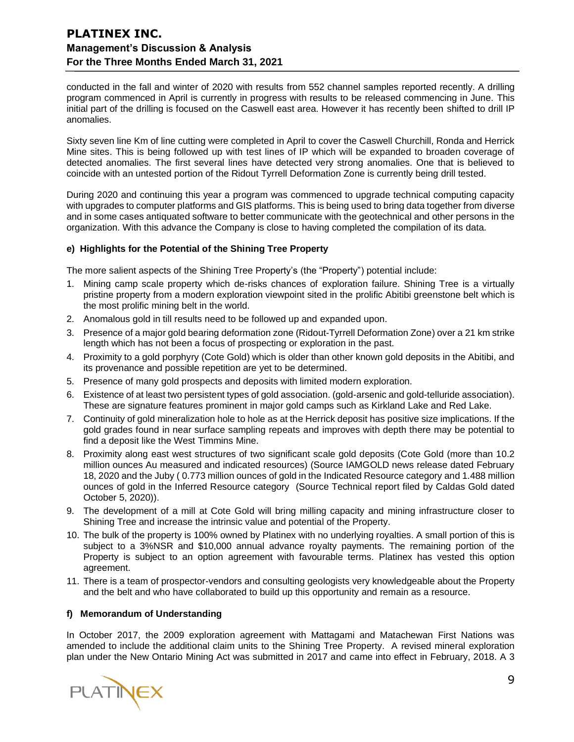conducted in the fall and winter of 2020 with results from 552 channel samples reported recently. A drilling program commenced in April is currently in progress with results to be released commencing in June. This initial part of the drilling is focused on the Caswell east area. However it has recently been shifted to drill IP anomalies.

Sixty seven line Km of line cutting were completed in April to cover the Caswell Churchill, Ronda and Herrick Mine sites. This is being followed up with test lines of IP which will be expanded to broaden coverage of detected anomalies. The first several lines have detected very strong anomalies. One that is believed to coincide with an untested portion of the Ridout Tyrrell Deformation Zone is currently being drill tested.

During 2020 and continuing this year a program was commenced to upgrade technical computing capacity with upgrades to computer platforms and GIS platforms. This is being used to bring data together from diverse and in some cases antiquated software to better communicate with the geotechnical and other persons in the organization. With this advance the Company is close to having completed the compilation of its data.

#### e) Highlights for the Potential of the Shining Tree Property

The more salient aspects of the Shining Tree Property's (the "Property") potential include:

1. Mining camp scale property which de-risks chances of exploration failure. Shining Tree is a virtually pristine property from a modern exploration viewpoint sited in the prolific Abitibi greenstone belt which is the most prolific mining belt in the world.
2. Anomalous gold in till results need to be followed up and expanded upon.
3. Presence of a major gold bearing deformation zone (Ridout-Tyrrell Deformation Zone) over a 21 km strike length which has not been a focus of prospecting or exploration in the past.
4. Proximity to a gold porphyry (Cote Gold) which is older than other known gold deposits in the Abitibi, and its provenance and possible repetition are yet to be determined.
5. Presence of many gold prospects and deposits with limited modern exploration.
6. Existence of at least two persistent types of gold association. (gold-arsenic and gold-telluride association). These are signature features prominent in major gold camps such as Kirkland Lake and Red Lake.
7. Continuity of gold mineralization hole to hole as at the Herrick deposit has positive size implications. If the gold grades found in near surface sampling repeats and improves with depth there may be potential to find a deposit like the West Timmins Mine.
8. Proximity along east west structures of two significant scale gold deposits (Cote Gold (more than 10.2 million ounces Au measured and indicated resources) (Source IAMGOLD news release dated February 18, 2020 and the Juby ( 0.773 million ounces of gold in the Indicated Resource category and 1.488 million ounces of gold in the Inferred Resource category (Source Technical report filed by Caldas Gold dated October 5, 2020)).
9. The development of a mill at Cote Gold will bring milling capacity and mining infrastructure closer to Shining Tree and increase the intrinsic value and potential of the Property.
10. The bulk of the property is 100% owned by Platinex with no underlying royalties. A small portion of this is subject to a 3%NSR and $10,000 annual advance royalty payments. The remaining portion of the Property is subject to an option agreement with favourable terms. Platinex has vested this option agreement.
11. There is a team of prospector-vendors and consulting geologists very knowledgeable about the Property and the belt and who have collaborated to build up this opportunity and remain as a resource.

#### f) Memorandum of Understanding

In October 2017, the 2009 exploration agreement with Mattagami and Matachewan First Nations was amended to include the additional claim units to the Shining Tree Property. A revised mineral exploration plan under the New Ontario Mining Act was submitted in 2017 and came into effect in February, 2018. A 3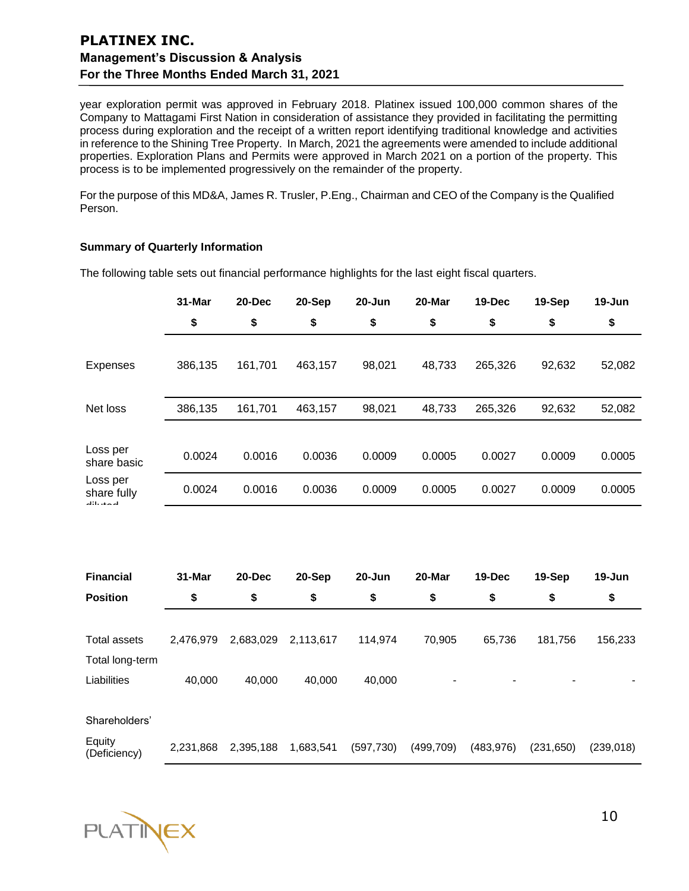year exploration permit was approved in February 2018. Platinex issued 100,000 common shares of the Company to Mattagami First Nation in consideration of assistance they provided in facilitating the permitting process during exploration and the receipt of a written report identifying traditional knowledge and activities in reference to the Shining Tree Property. In March, 2021 the agreements were amended to include additional properties. Exploration Plans and Permits were approved in March 2021 on a portion of the property. This process is to be implemented progressively on the remainder of the property.

For the purpose of this MD&A, James R. Trusler, P.Eng., Chairman and CEO of the Company is the Qualified Person.

**Summary of Quarterly Information**

The following table sets out financial performance highlights for the last eight fiscal quarters.

| | 31-Mar<br>$ | 20-Dec<br>$ | 20-Sep<br>$ | 20-Jun<br>$ | 20-Mar<br>$ | 19-Dec<br>$ | 19-Sep<br>$ | 19-Jun<br>$ |
|---|---|---|---|---|---|---|---|---|
| Expenses | 386,135 | 161,701 | 463,157 | 98,021 | 48,733 | 265,326 | 92,632 | 52,082 |
| Net loss | 386,135 | 161,701 | 463,157 | 98,021 | 48,733 | 265,326 | 92,632 | 52,082 |
| Loss per share basic | 0.0024 | 0.0016 | 0.0036 | 0.0009 | 0.0005 | 0.0027 | 0.0009 | 0.0005 |
| Loss per share fully diluted | 0.0024 | 0.0016 | 0.0036 | 0.0009 | 0.0005 | 0.0027 | 0.0009 | 0.0005 |

| **Financial Position** | 31-Mar<br>$ | 20-Dec<br>$ | 20-Sep<br>$ | 20-Jun<br>$ | 20-Mar<br>$ | 19-Dec<br>$ | 19-Sep<br>$ | 19-Jun<br>$ |
|---|---|---|---|---|---|---|---|---|
| Total assets | 2,476,979 | 2,683,029 | 2,113,617 | 114,974 | 70,905 | 65,736 | 181,756 | 156,233 |
| Total long-term Liabilities | 40,000 | 40,000 | 40,000 | 40,000 | - | - | - | - |
| Shareholders' Equity (Deficiency) | 2,231,868 | 2,395,188 | 1,683,541 | (597,730) | (499,709) | (483,976) | (231,650) | (239,018) |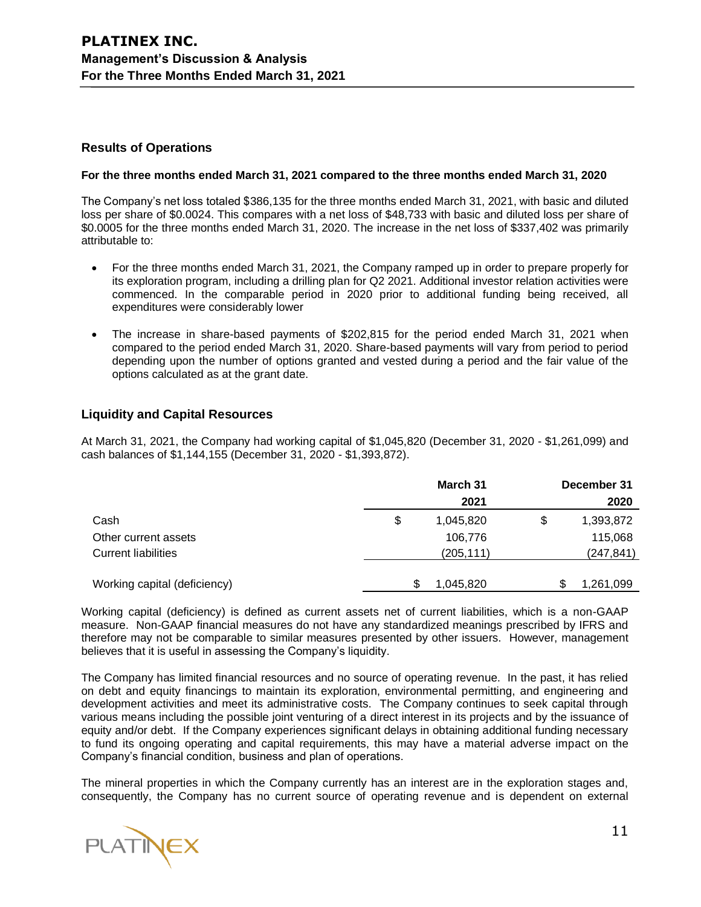## Results of Operations

**For the three months ended March 31, 2021 compared to the three months ended March 31, 2020**

The Company's net loss totaled $386,135 for the three months ended March 31, 2021, with basic and diluted loss per share of $0.0024. This compares with a net loss of $48,733 with basic and diluted loss per share of $0.0005 for the three months ended March 31, 2020. The increase in the net loss of $337,402 was primarily attributable to:

- For the three months ended March 31, 2021, the Company ramped up in order to prepare properly for its exploration program, including a drilling plan for Q2 2021. Additional investor relation activities were commenced. In the comparable period in 2020 prior to additional funding being received, all expenditures were considerably lower
- The increase in share-based payments of $202,815 for the period ended March 31, 2021 when compared to the period ended March 31, 2020. Share-based payments will vary from period to period depending upon the number of options granted and vested during a period and the fair value of the options calculated as at the grant date.

## Liquidity and Capital Resources

At March 31, 2021, the Company had working capital of $1,045,820 (December 31, 2020 - $1,261,099) and cash balances of $1,144,155 (December 31, 2020 - $1,393,872).

| | March 31 2021 | December 31 2020 |
|---|---|---|
| Cash | $ 1,045,820 | $ 1,393,872 |
| Other current assets | 106,776 | 115,068 |
| Current liabilities | (205,111) | (247,841) |
| Working capital (deficiency) | $ 1,045,820 | $ 1,261,099 |

Working capital (deficiency) is defined as current assets net of current liabilities, which is a non-GAAP measure. Non-GAAP financial measures do not have any standardized meanings prescribed by IFRS and therefore may not be comparable to similar measures presented by other issuers. However, management believes that it is useful in assessing the Company's liquidity.

The Company has limited financial resources and no source of operating revenue. In the past, it has relied on debt and equity financings to maintain its exploration, environmental permitting, and engineering and development activities and meet its administrative costs. The Company continues to seek capital through various means including the possible joint venturing of a direct interest in its projects and by the issuance of equity and/or debt. If the Company experiences significant delays in obtaining additional funding necessary to fund its ongoing operating and capital requirements, this may have a material adverse impact on the Company's financial condition, business and plan of operations.

The mineral properties in which the Company currently has an interest are in the exploration stages and, consequently, the Company has no current source of operating revenue and is dependent on external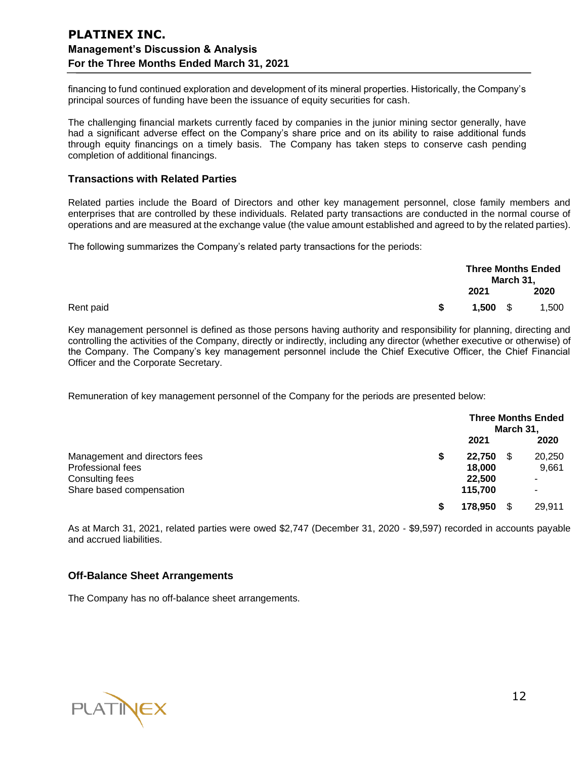financing to fund continued exploration and development of its mineral properties. Historically, the Company's principal sources of funding have been the issuance of equity securities for cash.

The challenging financial markets currently faced by companies in the junior mining sector generally, have had a significant adverse effect on the Company's share price and on its ability to raise additional funds through equity financings on a timely basis. The Company has taken steps to conserve cash pending completion of additional financings.

### Transactions with Related Parties

Related parties include the Board of Directors and other key management personnel, close family members and enterprises that are controlled by these individuals. Related party transactions are conducted in the normal course of operations and are measured at the exchange value (the value amount established and agreed to by the related parties).

The following summarizes the Company's related party transactions for the periods:

| | Three Months Ended March 31, | |
|---|---|---|
| | **2021** | **2020** |
| Rent paid | **$ 1,500** | $ 1,500 |

Key management personnel is defined as those persons having authority and responsibility for planning, directing and controlling the activities of the Company, directly or indirectly, including any director (whether executive or otherwise) of the Company. The Company's key management personnel include the Chief Executive Officer, the Chief Financial Officer and the Corporate Secretary.

Remuneration of key management personnel of the Company for the periods are presented below:

| | Three Months Ended March 31, | |
|---|---|---|
| | **2021** | **2020** |
| Management and directors fees | **$ 22,750** | $ 20,250 |
| Professional fees | **18,000** | 9,661 |
| Consulting fees | **22,500** | - |
| Share based compensation | **115,700** | - |
| | **$ 178,950** | $ 29,911 |

As at March 31, 2021, related parties were owed $2,747 (December 31, 2020 - $9,597) recorded in accounts payable and accrued liabilities.

### Off-Balance Sheet Arrangements

The Company has no off-balance sheet arrangements.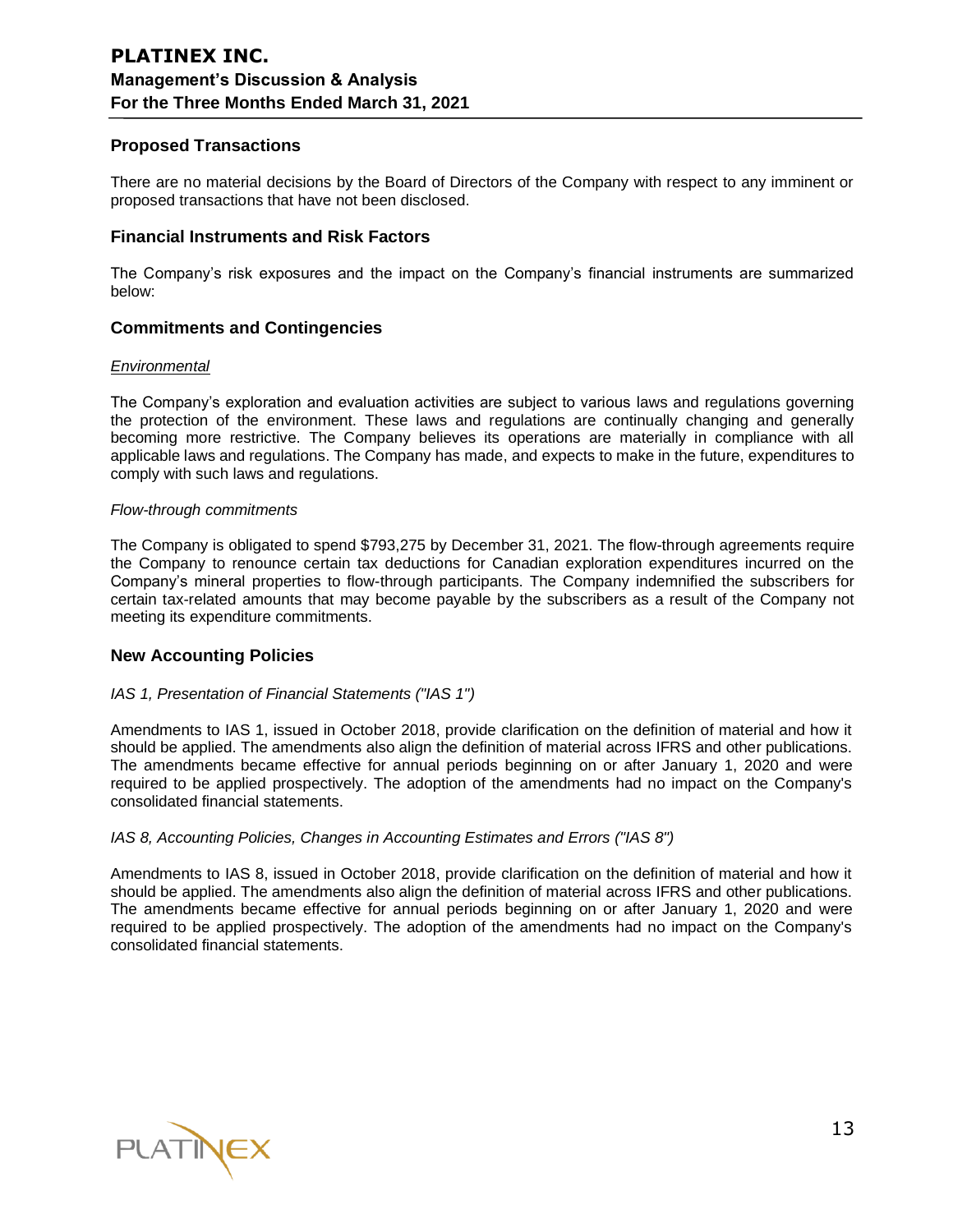## Proposed Transactions

There are no material decisions by the Board of Directors of the Company with respect to any imminent or proposed transactions that have not been disclosed.

## Financial Instruments and Risk Factors

The Company's risk exposures and the impact on the Company's financial instruments are summarized below:

## Commitments and Contingencies

*Environmental*

The Company's exploration and evaluation activities are subject to various laws and regulations governing the protection of the environment. These laws and regulations are continually changing and generally becoming more restrictive. The Company believes its operations are materially in compliance with all applicable laws and regulations. The Company has made, and expects to make in the future, expenditures to comply with such laws and regulations.

*Flow-through commitments*

The Company is obligated to spend $793,275 by December 31, 2021. The flow-through agreements require the Company to renounce certain tax deductions for Canadian exploration expenditures incurred on the Company's mineral properties to flow-through participants. The Company indemnified the subscribers for certain tax-related amounts that may become payable by the subscribers as a result of the Company not meeting its expenditure commitments.

## New Accounting Policies

*IAS 1, Presentation of Financial Statements ("IAS 1")*

Amendments to IAS 1, issued in October 2018, provide clarification on the definition of material and how it should be applied. The amendments also align the definition of material across IFRS and other publications. The amendments became effective for annual periods beginning on or after January 1, 2020 and were required to be applied prospectively. The adoption of the amendments had no impact on the Company's consolidated financial statements.

*IAS 8, Accounting Policies, Changes in Accounting Estimates and Errors ("IAS 8")*

Amendments to IAS 8, issued in October 2018, provide clarification on the definition of material and how it should be applied. The amendments also align the definition of material across IFRS and other publications. The amendments became effective for annual periods beginning on or after January 1, 2020 and were required to be applied prospectively. The adoption of the amendments had no impact on the Company's consolidated financial statements.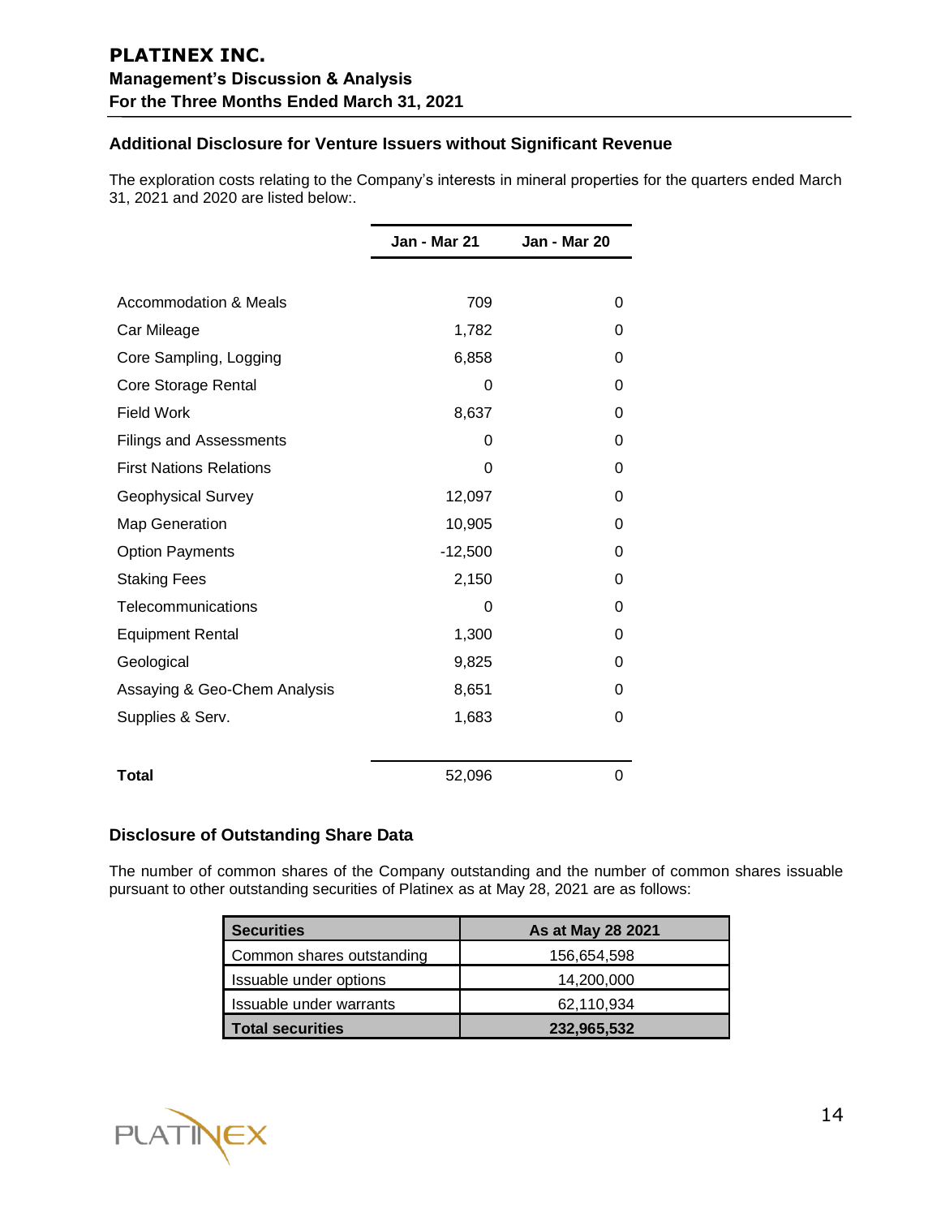## Additional Disclosure for Venture Issuers without Significant Revenue

The exploration costs relating to the Company's interests in mineral properties for the quarters ended March 31, 2021 and 2020 are listed below:.

| | Jan - Mar 21 | Jan - Mar 20 |
|---|---|---|
| Accommodation & Meals | 709 | 0 |
| Car Mileage | 1,782 | 0 |
| Core Sampling, Logging | 6,858 | 0 |
| Core Storage Rental | 0 | 0 |
| Field Work | 8,637 | 0 |
| Filings and Assessments | 0 | 0 |
| First Nations Relations | 0 | 0 |
| Geophysical Survey | 12,097 | 0 |
| Map Generation | 10,905 | 0 |
| Option Payments | -12,500 | 0 |
| Staking Fees | 2,150 | 0 |
| Telecommunications | 0 | 0 |
| Equipment Rental | 1,300 | 0 |
| Geological | 9,825 | 0 |
| Assaying & Geo-Chem Analysis | 8,651 | 0 |
| Supplies & Serv. | 1,683 | 0 |
| **Total** | 52,096 | 0 |

## Disclosure of Outstanding Share Data

The number of common shares of the Company outstanding and the number of common shares issuable pursuant to other outstanding securities of Platinex as at May 28, 2021 are as follows:

| Securities | As at May 28 2021 |
|---|---|
| Common shares outstanding | 156,654,598 |
| Issuable under options | 14,200,000 |
| Issuable under warrants | 62,110,934 |
| **Total securities** | **232,965,532** |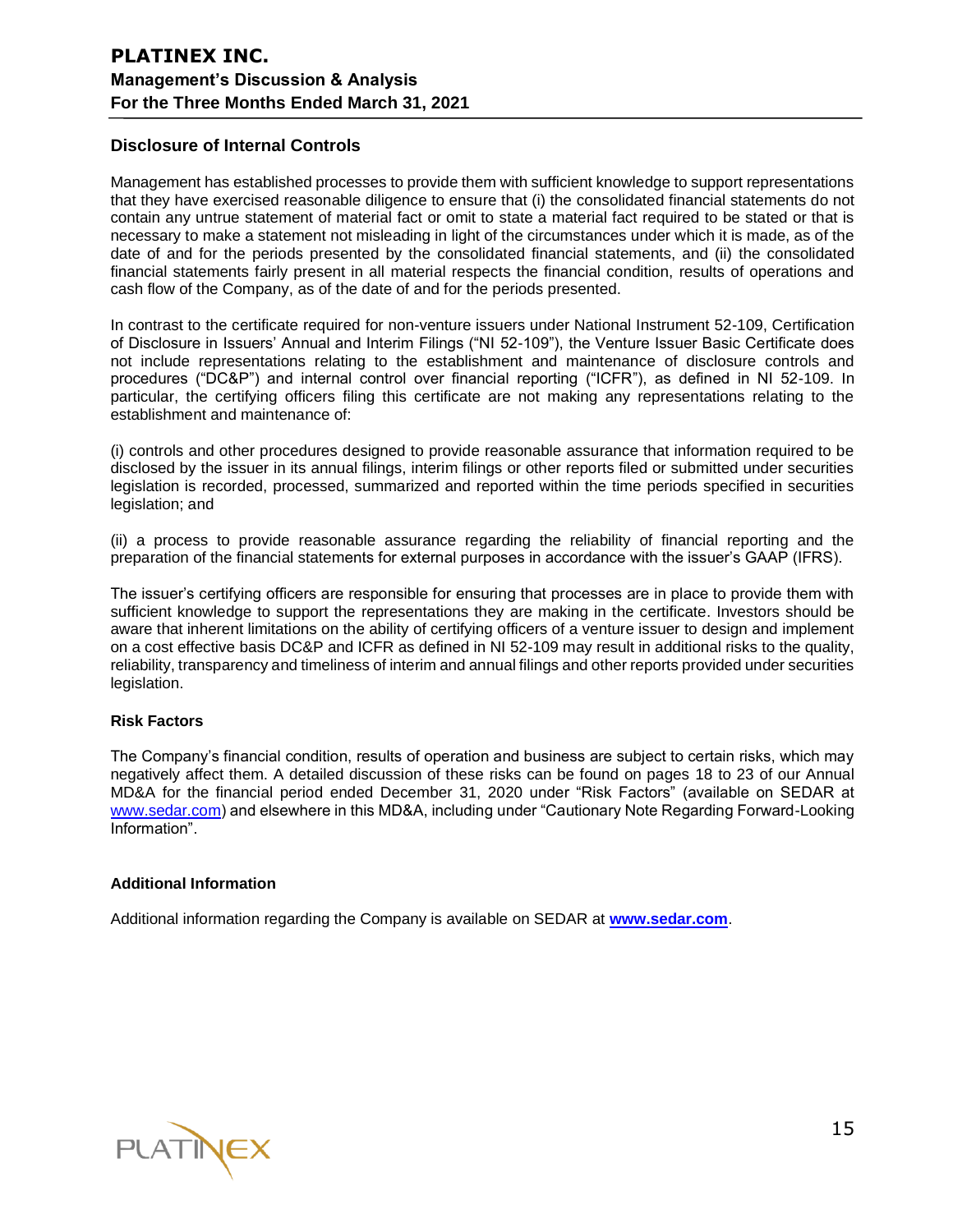## Disclosure of Internal Controls

Management has established processes to provide them with sufficient knowledge to support representations that they have exercised reasonable diligence to ensure that (i) the consolidated financial statements do not contain any untrue statement of material fact or omit to state a material fact required to be stated or that is necessary to make a statement not misleading in light of the circumstances under which it is made, as of the date of and for the periods presented by the consolidated financial statements, and (ii) the consolidated financial statements fairly present in all material respects the financial condition, results of operations and cash flow of the Company, as of the date of and for the periods presented.

In contrast to the certificate required for non-venture issuers under National Instrument 52-109, Certification of Disclosure in Issuers' Annual and Interim Filings ("NI 52-109"), the Venture Issuer Basic Certificate does not include representations relating to the establishment and maintenance of disclosure controls and procedures ("DC&P") and internal control over financial reporting ("ICFR"), as defined in NI 52-109. In particular, the certifying officers filing this certificate are not making any representations relating to the establishment and maintenance of:

(i) controls and other procedures designed to provide reasonable assurance that information required to be disclosed by the issuer in its annual filings, interim filings or other reports filed or submitted under securities legislation is recorded, processed, summarized and reported within the time periods specified in securities legislation; and

(ii) a process to provide reasonable assurance regarding the reliability of financial reporting and the preparation of the financial statements for external purposes in accordance with the issuer's GAAP (IFRS).

The issuer's certifying officers are responsible for ensuring that processes are in place to provide them with sufficient knowledge to support the representations they are making in the certificate. Investors should be aware that inherent limitations on the ability of certifying officers of a venture issuer to design and implement on a cost effective basis DC&P and ICFR as defined in NI 52-109 may result in additional risks to the quality, reliability, transparency and timeliness of interim and annual filings and other reports provided under securities legislation.

### Risk Factors

The Company's financial condition, results of operation and business are subject to certain risks, which may negatively affect them. A detailed discussion of these risks can be found on pages 18 to 23 of our Annual MD&A for the financial period ended December 31, 2020 under "Risk Factors" (available on SEDAR at www.sedar.com) and elsewhere in this MD&A, including under "Cautionary Note Regarding Forward-Looking Information".

### Additional Information

Additional information regarding the Company is available on SEDAR at **www.sedar.com**.